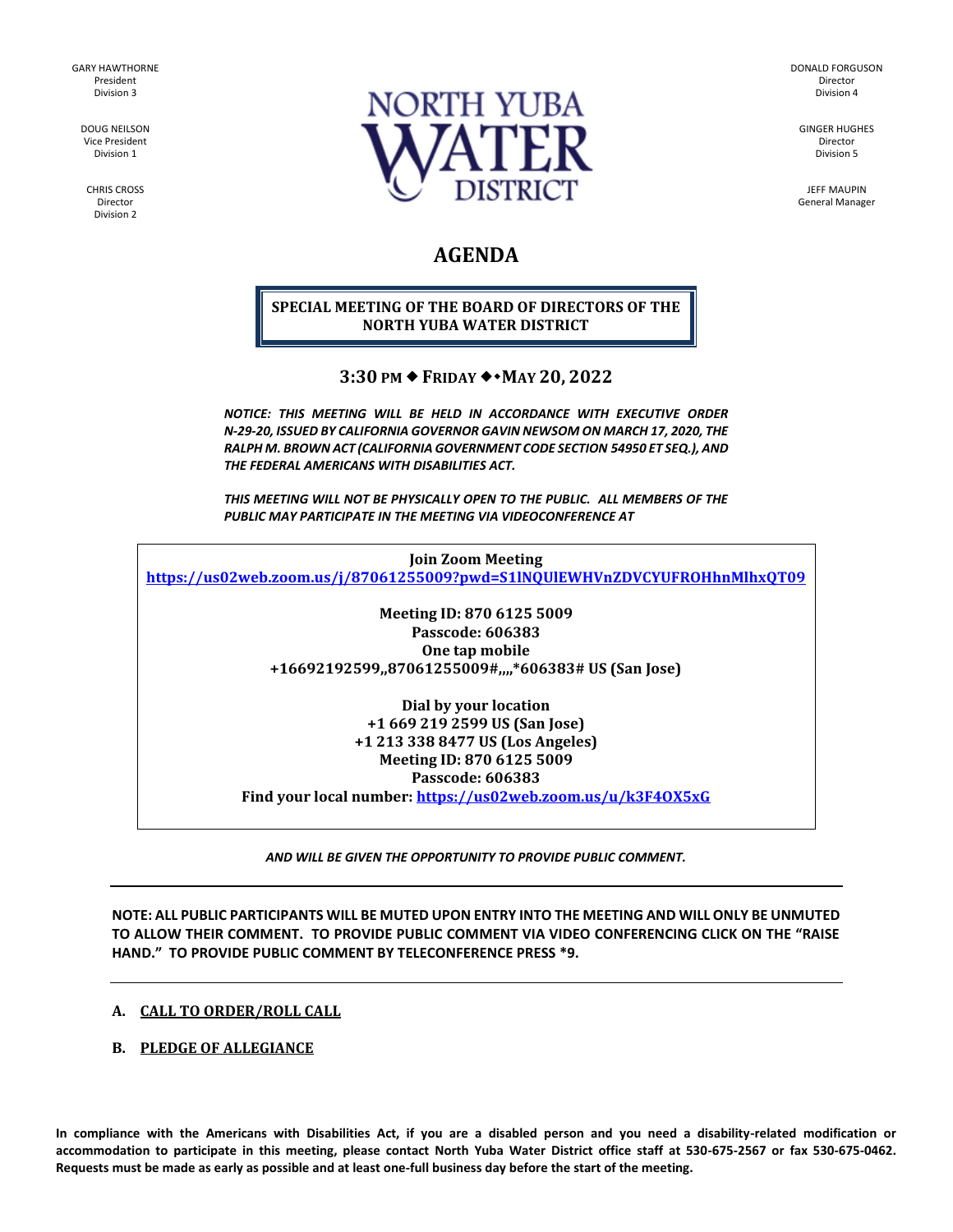GARY HAWTHORNE
President
Division 3

DOUG NEILSON
Vice President
Division 1

CHRIS CROSS
Director
Division 2

NORTH YUBA WATER DISTRICT

DONALD FORGUSON
Director
Division 4

GINGER HUGHES
Director
Division 5

JEFF MAUPIN
General Manager

# AGENDA

**SPECIAL MEETING OF THE BOARD OF DIRECTORS OF THE NORTH YUBA WATER DISTRICT**

**3:30 PM ◆ FRIDAY ◆◆MAY 20, 2022**

***NOTICE: THIS MEETING WILL BE HELD IN ACCORDANCE WITH EXECUTIVE ORDER N-29-20, ISSUED BY CALIFORNIA GOVERNOR GAVIN NEWSOM ON MARCH 17, 2020, THE RALPH M. BROWN ACT (CALIFORNIA GOVERNMENT CODE SECTION 54950 ET SEQ.), AND THE FEDERAL AMERICANS WITH DISABILITIES ACT.***

***THIS MEETING WILL NOT BE PHYSICALLY OPEN TO THE PUBLIC. ALL MEMBERS OF THE PUBLIC MAY PARTICIPATE IN THE MEETING VIA VIDEOCONFERENCE AT***

**Join Zoom Meeting**
**https://us02web.zoom.us/j/87061255009?pwd=S1lNQUlEWHVnZDVCYUFROHhnMlhxQT09**

**Meeting ID: 870 6125 5009**
**Passcode: 606383**
**One tap mobile**
**+16692192599,,87061255009#,,,,*606383# US (San Jose)**

**Dial by your location**
**+1 669 219 2599 US (San Jose)**
**+1 213 338 8477 US (Los Angeles)**
**Meeting ID: 870 6125 5009**
**Passcode: 606383**
**Find your local number: https://us02web.zoom.us/u/k3F4OX5xG**

***AND WILL BE GIVEN THE OPPORTUNITY TO PROVIDE PUBLIC COMMENT.***

---

**NOTE: ALL PUBLIC PARTICIPANTS WILL BE MUTED UPON ENTRY INTO THE MEETING AND WILL ONLY BE UNMUTED TO ALLOW THEIR COMMENT. TO PROVIDE PUBLIC COMMENT VIA VIDEO CONFERENCING CLICK ON THE "RAISE HAND." TO PROVIDE PUBLIC COMMENT BY TELECONFERENCE PRESS *9.**

---

**A. CALL TO ORDER/ROLL CALL**

**B. PLEDGE OF ALLEGIANCE**

**In compliance with the Americans with Disabilities Act, if you are a disabled person and you need a disability-related modification or accommodation to participate in this meeting, please contact North Yuba Water District office staff at 530-675-2567 or fax 530-675-0462. Requests must be made as early as possible and at least one-full business day before the start of the meeting.**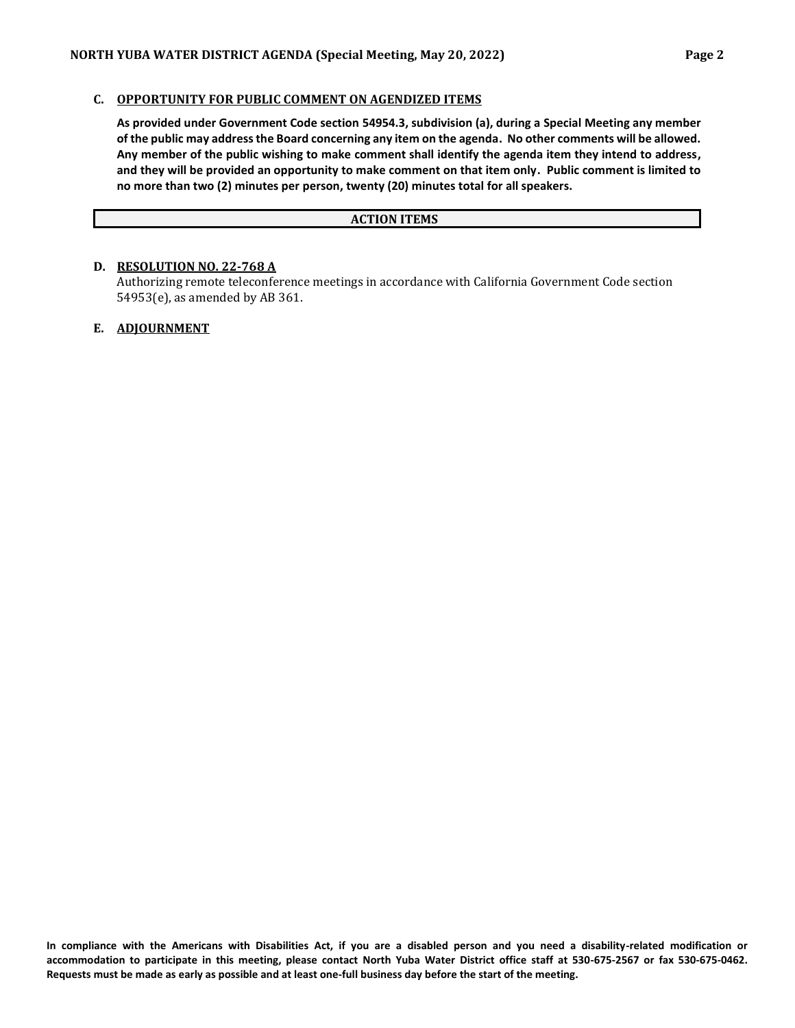## C. OPPORTUNITY FOR PUBLIC COMMENT ON AGENDIZED ITEMS

**As provided under Government Code section 54954.3, subdivision (a), during a Special Meeting any member of the public may address the Board concerning any item on the agenda. No other comments will be allowed. Any member of the public wishing to make comment shall identify the agenda item they intend to address, and they will be provided an opportunity to make comment on that item only. Public comment is limited to no more than two (2) minutes per person, twenty (20) minutes total for all speakers.**

## ACTION ITEMS

## D. RESOLUTION NO. 22-768 A

Authorizing remote teleconference meetings in accordance with California Government Code section 54953(e), as amended by AB 361.

## E. ADJOURNMENT

**In compliance with the Americans with Disabilities Act, if you are a disabled person and you need a disability-related modification or accommodation to participate in this meeting, please contact North Yuba Water District office staff at 530-675-2567 or fax 530-675-0462. Requests must be made as early as possible and at least one-full business day before the start of the meeting.**